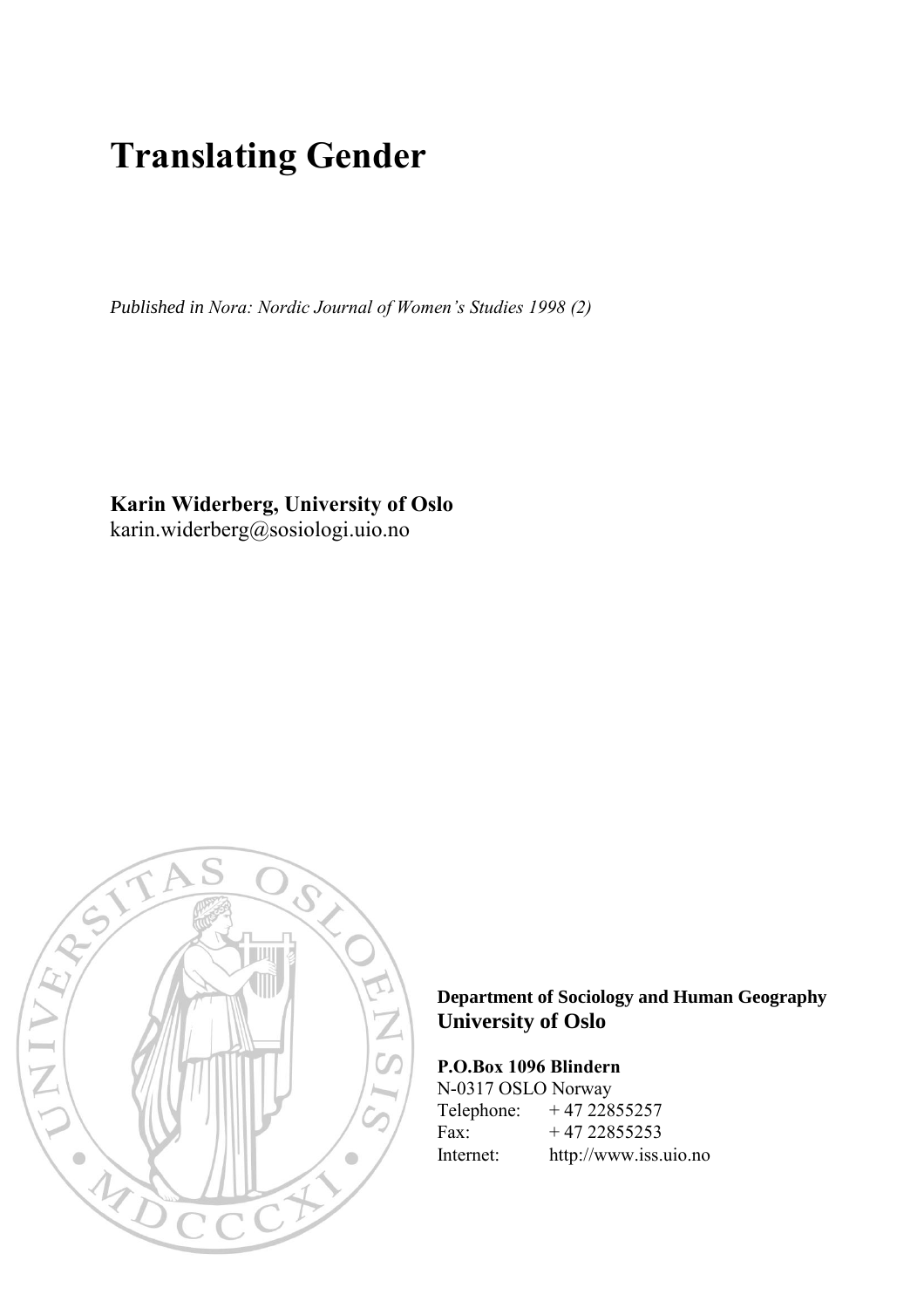# Translating Gender

*Published in Nora: Nordic Journal of Women's Studies 1998 (2)*

**Karin Widerberg, University of Oslo**
karin.widerberg@sosiologi.uio.no

**Department of Sociology and Human Geography**
**University of Oslo**

**P.O.Box 1096 Blindern**
N-0317 OSLO Norway
Telephone: + 47 22855257
Fax: + 47 22855253
Internet: http://www.iss.uio.no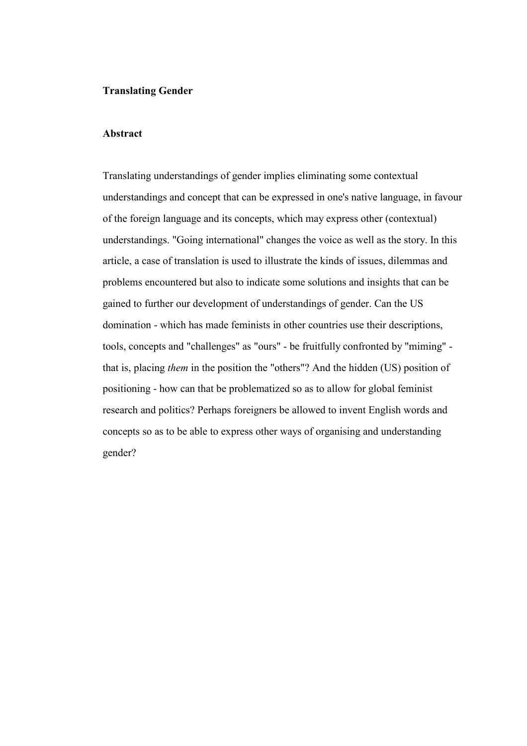**Translating Gender**

**Abstract**

Translating understandings of gender implies eliminating some contextual understandings and concept that can be expressed in one's native language, in favour of the foreign language and its concepts, which may express other (contextual) understandings. "Going international" changes the voice as well as the story. In this article, a case of translation is used to illustrate the kinds of issues, dilemmas and problems encountered but also to indicate some solutions and insights that can be gained to further our development of understandings of gender. Can the US domination - which has made feminists in other countries use their descriptions, tools, concepts and "challenges" as "ours" - be fruitfully confronted by "miming" - that is, placing *them* in the position the "others"? And the hidden (US) position of positioning - how can that be problematized so as to allow for global feminist research and politics? Perhaps foreigners be allowed to invent English words and concepts so as to be able to express other ways of organising and understanding gender?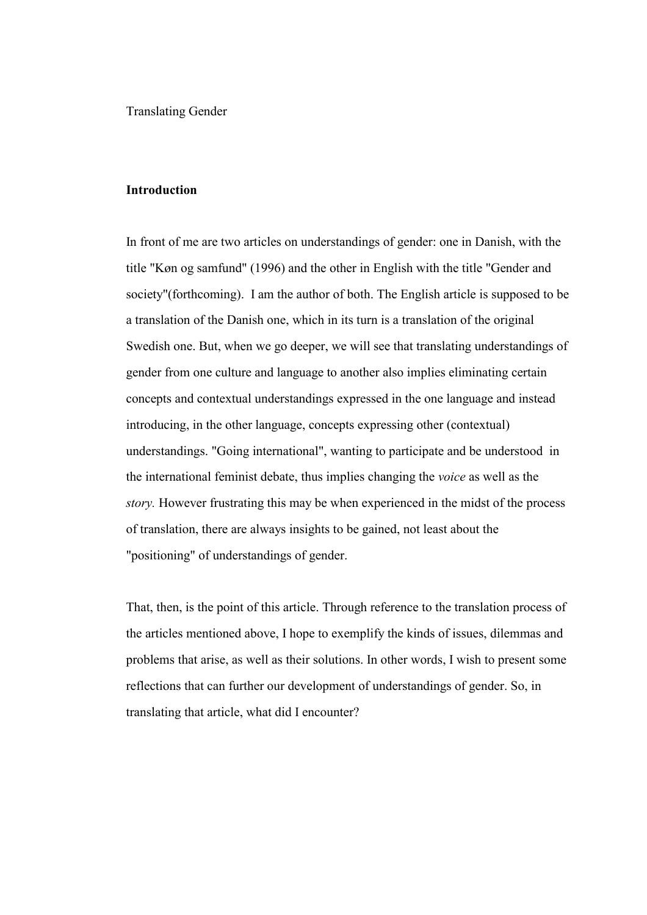# Translating Gender

## Introduction

In front of me are two articles on understandings of gender: one in Danish, with the title "Køn og samfund" (1996) and the other in English with the title "Gender and society"(forthcoming). I am the author of both. The English article is supposed to be a translation of the Danish one, which in its turn is a translation of the original Swedish one. But, when we go deeper, we will see that translating understandings of gender from one culture and language to another also implies eliminating certain concepts and contextual understandings expressed in the one language and instead introducing, in the other language, concepts expressing other (contextual) understandings. "Going international", wanting to participate and be understood in the international feminist debate, thus implies changing the *voice* as well as the *story.* However frustrating this may be when experienced in the midst of the process of translation, there are always insights to be gained, not least about the "positioning" of understandings of gender.

That, then, is the point of this article. Through reference to the translation process of the articles mentioned above, I hope to exemplify the kinds of issues, dilemmas and problems that arise, as well as their solutions. In other words, I wish to present some reflections that can further our development of understandings of gender. So, in translating that article, what did I encounter?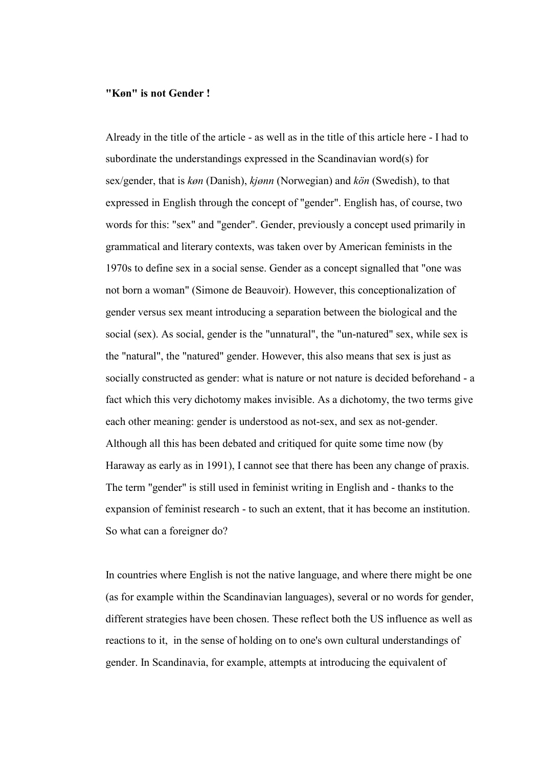**"Køn" is not Gender !**

Already in the title of the article - as well as in the title of this article here - I had to subordinate the understandings expressed in the Scandinavian word(s) for sex/gender, that is *køn* (Danish), *kjønn* (Norwegian) and *kön* (Swedish), to that expressed in English through the concept of "gender". English has, of course, two words for this: "sex" and "gender". Gender, previously a concept used primarily in grammatical and literary contexts, was taken over by American feminists in the 1970s to define sex in a social sense. Gender as a concept signalled that "one was not born a woman" (Simone de Beauvoir). However, this conceptionalization of gender versus sex meant introducing a separation between the biological and the social (sex). As social, gender is the "unnatural", the "un-natured" sex, while sex is the "natural", the "natured" gender. However, this also means that sex is just as socially constructed as gender: what is nature or not nature is decided beforehand - a fact which this very dichotomy makes invisible. As a dichotomy, the two terms give each other meaning: gender is understood as not-sex, and sex as not-gender. Although all this has been debated and critiqued for quite some time now (by Haraway as early as in 1991), I cannot see that there has been any change of praxis. The term "gender" is still used in feminist writing in English and - thanks to the expansion of feminist research - to such an extent, that it has become an institution. So what can a foreigner do?

In countries where English is not the native language, and where there might be one (as for example within the Scandinavian languages), several or no words for gender, different strategies have been chosen. These reflect both the US influence as well as reactions to it, in the sense of holding on to one's own cultural understandings of gender. In Scandinavia, for example, attempts at introducing the equivalent of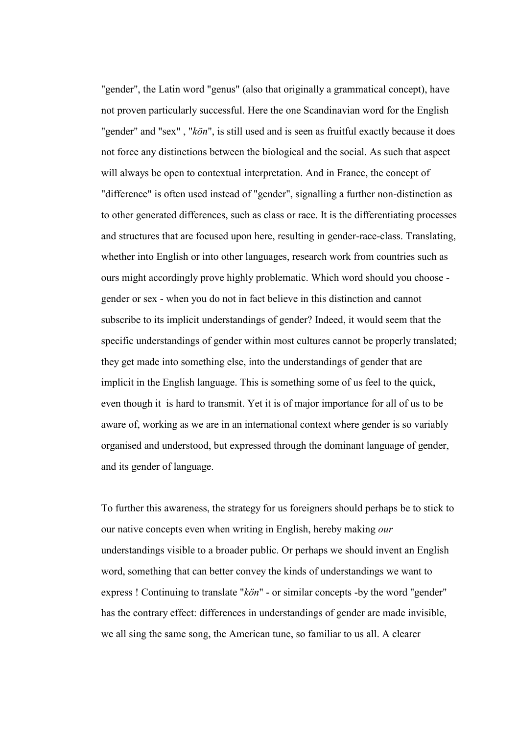"gender", the Latin word "genus" (also that originally a grammatical concept), have not proven particularly successful. Here the one Scandinavian word for the English "gender" and "sex" , "*kön*", is still used and is seen as fruitful exactly because it does not force any distinctions between the biological and the social. As such that aspect will always be open to contextual interpretation. And in France, the concept of "difference" is often used instead of "gender", signalling a further non-distinction as to other generated differences, such as class or race. It is the differentiating processes and structures that are focused upon here, resulting in gender-race-class. Translating, whether into English or into other languages, research work from countries such as ours might accordingly prove highly problematic. Which word should you choose - gender or sex - when you do not in fact believe in this distinction and cannot subscribe to its implicit understandings of gender? Indeed, it would seem that the specific understandings of gender within most cultures cannot be properly translated; they get made into something else, into the understandings of gender that are implicit in the English language. This is something some of us feel to the quick, even though it is hard to transmit. Yet it is of major importance for all of us to be aware of, working as we are in an international context where gender is so variably organised and understood, but expressed through the dominant language of gender, and its gender of language.

To further this awareness, the strategy for us foreigners should perhaps be to stick to our native concepts even when writing in English, hereby making *our* understandings visible to a broader public. Or perhaps we should invent an English word, something that can better convey the kinds of understandings we want to express ! Continuing to translate "*kön*" - or similar concepts -by the word "gender" has the contrary effect: differences in understandings of gender are made invisible, we all sing the same song, the American tune, so familiar to us all. A clearer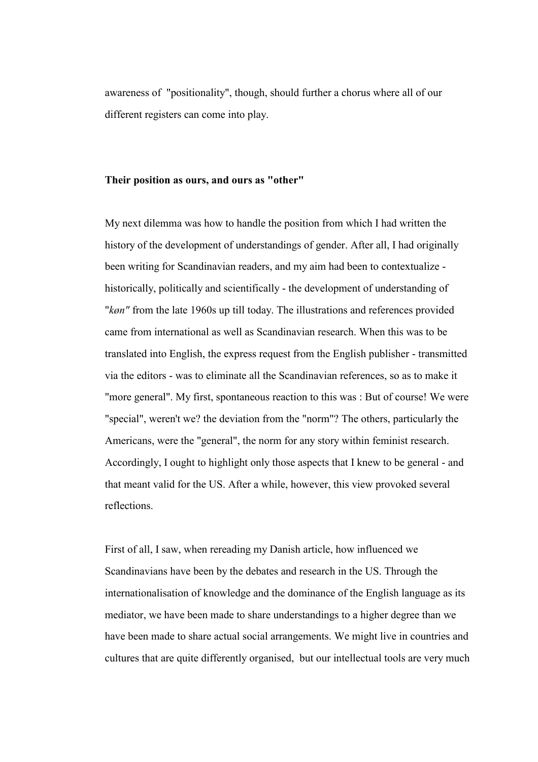awareness of "positionality", though, should further a chorus where all of our different registers can come into play.

**Their position as ours, and ours as "other"**

My next dilemma was how to handle the position from which I had written the history of the development of understandings of gender. After all, I had originally been writing for Scandinavian readers, and my aim had been to contextualize - historically, politically and scientifically - the development of understanding of "*køn"* from the late 1960s up till today. The illustrations and references provided came from international as well as Scandinavian research. When this was to be translated into English, the express request from the English publisher - transmitted via the editors - was to eliminate all the Scandinavian references, so as to make it "more general". My first, spontaneous reaction to this was : But of course! We were "special", weren't we? the deviation from the "norm"? The others, particularly the Americans, were the "general", the norm for any story within feminist research. Accordingly, I ought to highlight only those aspects that I knew to be general - and that meant valid for the US. After a while, however, this view provoked several reflections.

First of all, I saw, when rereading my Danish article, how influenced we Scandinavians have been by the debates and research in the US. Through the internationalisation of knowledge and the dominance of the English language as its mediator, we have been made to share understandings to a higher degree than we have been made to share actual social arrangements. We might live in countries and cultures that are quite differently organised, but our intellectual tools are very much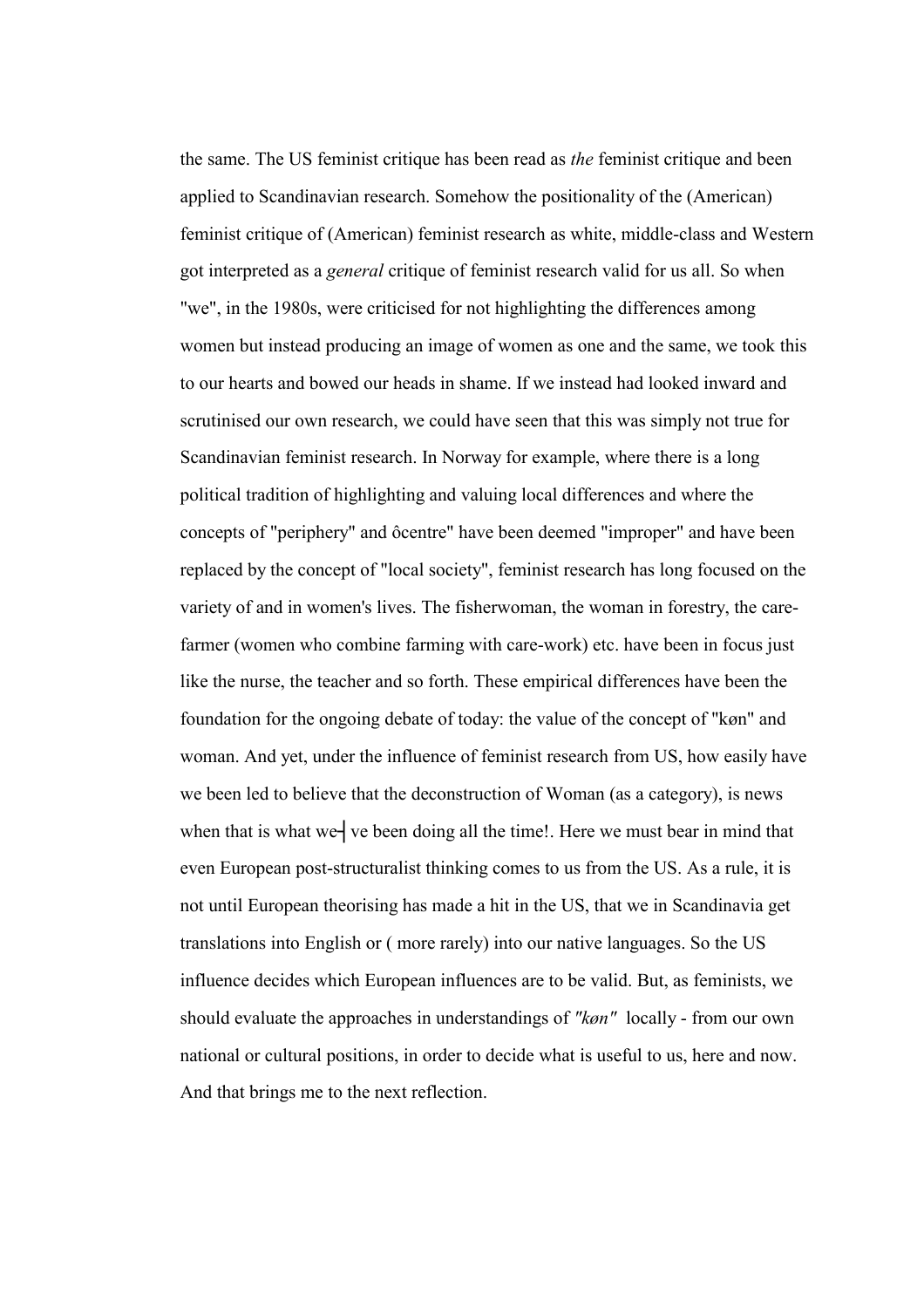the same. The US feminist critique has been read as *the* feminist critique and been applied to Scandinavian research. Somehow the positionality of the (American) feminist critique of (American) feminist research as white, middle-class and Western got interpreted as a *general* critique of feminist research valid for us all. So when "we", in the 1980s, were criticised for not highlighting the differences among women but instead producing an image of women as one and the same, we took this to our hearts and bowed our heads in shame. If we instead had looked inward and scrutinised our own research, we could have seen that this was simply not true for Scandinavian feminist research. In Norway for example, where there is a long political tradition of highlighting and valuing local differences and where the concepts of "periphery" and ôcentre" have been deemed "improper" and have been replaced by the concept of "local society", feminist research has long focused on the variety of and in women's lives. The fisherwoman, the woman in forestry, the care-farmer (women who combine farming with care-work) etc. have been in focus just like the nurse, the teacher and so forth. These empirical differences have been the foundation for the ongoing debate of today: the value of the concept of "køn" and woman. And yet, under the influence of feminist research from US, how easily have we been led to believe that the deconstruction of Woman (as a category), is news when that is what we┤ve been doing all the time!. Here we must bear in mind that even European post-structuralist thinking comes to us from the US. As a rule, it is not until European theorising has made a hit in the US, that we in Scandinavia get translations into English or ( more rarely) into our native languages. So the US influence decides which European influences are to be valid. But, as feminists, we should evaluate the approaches in understandings of *"køn"* locally - from our own national or cultural positions, in order to decide what is useful to us, here and now. And that brings me to the next reflection.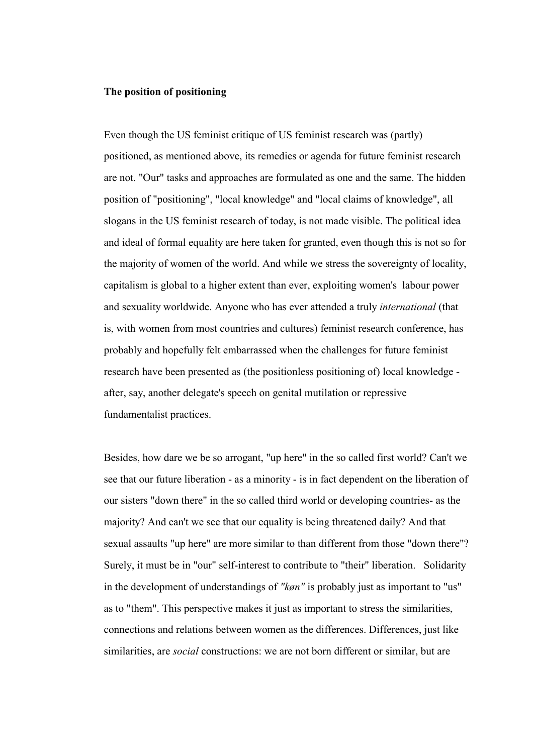**The position of positioning**

Even though the US feminist critique of US feminist research was (partly) positioned, as mentioned above, its remedies or agenda for future feminist research are not. "Our" tasks and approaches are formulated as one and the same. The hidden position of "positioning", "local knowledge" and "local claims of knowledge", all slogans in the US feminist research of today, is not made visible. The political idea and ideal of formal equality are here taken for granted, even though this is not so for the majority of women of the world. And while we stress the sovereignty of locality, capitalism is global to a higher extent than ever, exploiting women's labour power and sexuality worldwide. Anyone who has ever attended a truly *international* (that is, with women from most countries and cultures) feminist research conference, has probably and hopefully felt embarrassed when the challenges for future feminist research have been presented as (the positionless positioning of) local knowledge - after, say, another delegate's speech on genital mutilation or repressive fundamentalist practices.

Besides, how dare we be so arrogant, "up here" in the so called first world? Can't we see that our future liberation - as a minority - is in fact dependent on the liberation of our sisters "down there" in the so called third world or developing countries- as the majority? And can't we see that our equality is being threatened daily? And that sexual assaults "up here" are more similar to than different from those "down there"? Surely, it must be in "our" self-interest to contribute to "their" liberation. Solidarity in the development of understandings of *"køn"* is probably just as important to "us" as to "them". This perspective makes it just as important to stress the similarities, connections and relations between women as the differences. Differences, just like similarities, are *social* constructions: we are not born different or similar, but are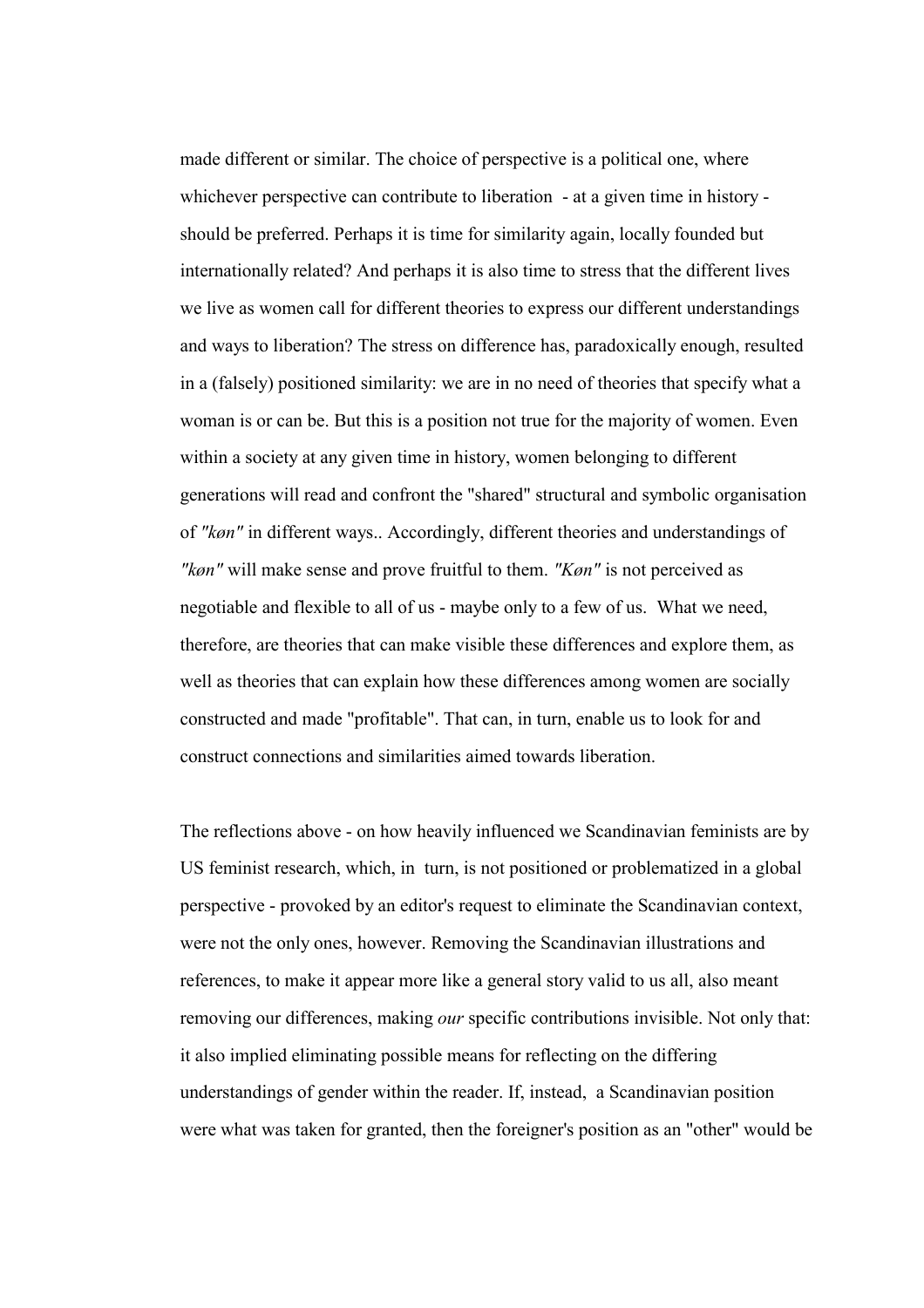made different or similar. The choice of perspective is a political one, where whichever perspective can contribute to liberation - at a given time in history - should be preferred. Perhaps it is time for similarity again, locally founded but internationally related? And perhaps it is also time to stress that the different lives we live as women call for different theories to express our different understandings and ways to liberation? The stress on difference has, paradoxically enough, resulted in a (falsely) positioned similarity: we are in no need of theories that specify what a woman is or can be. But this is a position not true for the majority of women. Even within a society at any given time in history, women belonging to different generations will read and confront the "shared" structural and symbolic organisation of *"køn"* in different ways.. Accordingly, different theories and understandings of *"køn"* will make sense and prove fruitful to them. *"Køn"* is not perceived as negotiable and flexible to all of us - maybe only to a few of us. What we need, therefore, are theories that can make visible these differences and explore them, as well as theories that can explain how these differences among women are socially constructed and made "profitable". That can, in turn, enable us to look for and construct connections and similarities aimed towards liberation.

The reflections above - on how heavily influenced we Scandinavian feminists are by US feminist research, which, in turn, is not positioned or problematized in a global perspective - provoked by an editor's request to eliminate the Scandinavian context, were not the only ones, however. Removing the Scandinavian illustrations and references, to make it appear more like a general story valid to us all, also meant removing our differences, making *our* specific contributions invisible. Not only that: it also implied eliminating possible means for reflecting on the differing understandings of gender within the reader. If, instead, a Scandinavian position were what was taken for granted, then the foreigner's position as an "other" would be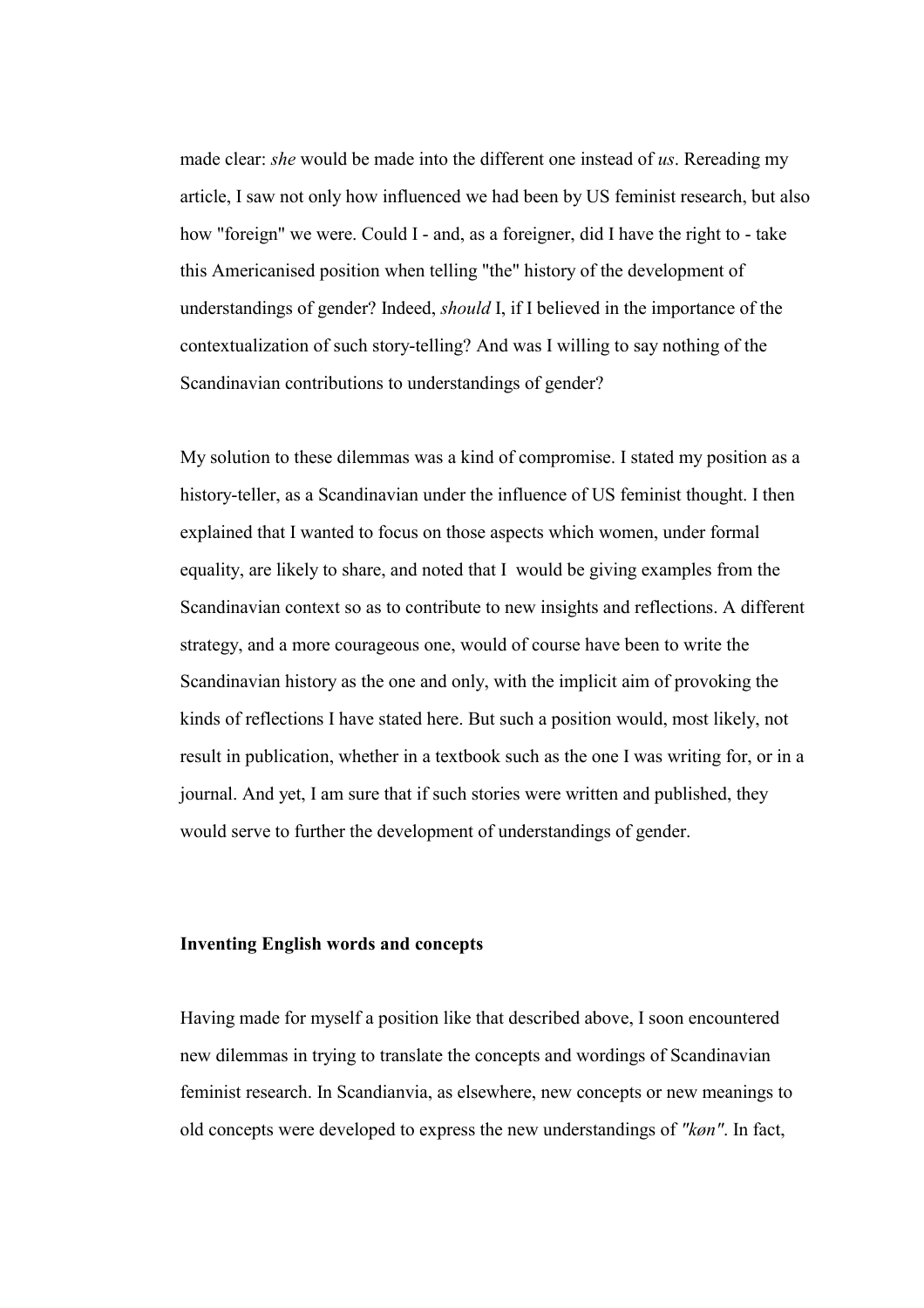made clear: *she* would be made into the different one instead of *us*. Rereading my article, I saw not only how influenced we had been by US feminist research, but also how "foreign" we were. Could I - and, as a foreigner, did I have the right to - take this Americanised position when telling "the" history of the development of understandings of gender? Indeed, *should* I, if I believed in the importance of the contextualization of such story-telling? And was I willing to say nothing of the Scandinavian contributions to understandings of gender?

My solution to these dilemmas was a kind of compromise. I stated my position as a history-teller, as a Scandinavian under the influence of US feminist thought. I then explained that I wanted to focus on those aspects which women, under formal equality, are likely to share, and noted that I would be giving examples from the Scandinavian context so as to contribute to new insights and reflections. A different strategy, and a more courageous one, would of course have been to write the Scandinavian history as the one and only, with the implicit aim of provoking the kinds of reflections I have stated here. But such a position would, most likely, not result in publication, whether in a textbook such as the one I was writing for, or in a journal. And yet, I am sure that if such stories were written and published, they would serve to further the development of understandings of gender.

**Inventing English words and concepts**

Having made for myself a position like that described above, I soon encountered new dilemmas in trying to translate the concepts and wordings of Scandinavian feminist research. In Scandianvia, as elsewhere, new concepts or new meanings to old concepts were developed to express the new understandings of *"køn"*. In fact,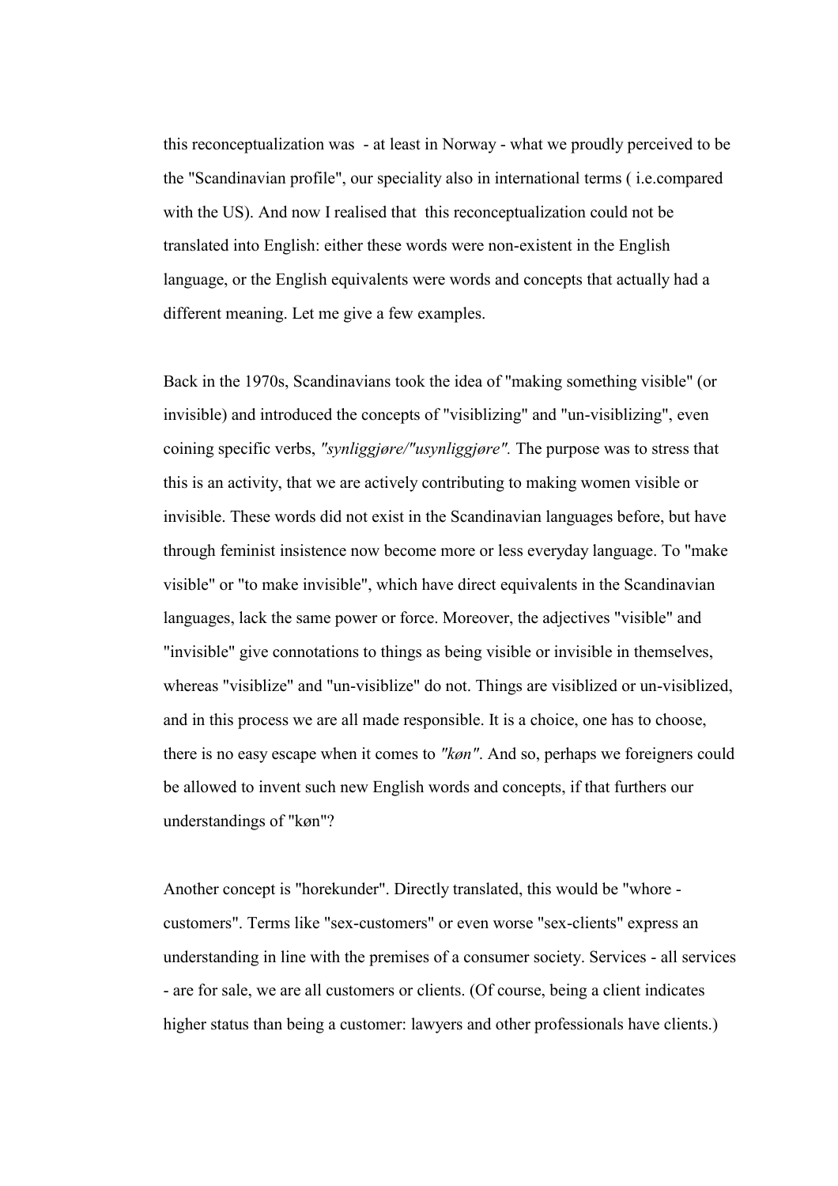this reconceptualization was - at least in Norway - what we proudly perceived to be the "Scandinavian profile", our speciality also in international terms ( i.e.compared with the US). And now I realised that this reconceptualization could not be translated into English: either these words were non-existent in the English language, or the English equivalents were words and concepts that actually had a different meaning. Let me give a few examples.

Back in the 1970s, Scandinavians took the idea of "making something visible" (or invisible) and introduced the concepts of "visiblizing" and "un-visiblizing", even coining specific verbs, *"synliggjøre/"usynliggjøre".* The purpose was to stress that this is an activity, that we are actively contributing to making women visible or invisible. These words did not exist in the Scandinavian languages before, but have through feminist insistence now become more or less everyday language. To "make visible" or "to make invisible", which have direct equivalents in the Scandinavian languages, lack the same power or force. Moreover, the adjectives "visible" and "invisible" give connotations to things as being visible or invisible in themselves, whereas "visiblize" and "un-visiblize" do not. Things are visiblized or un-visiblized, and in this process we are all made responsible. It is a choice, one has to choose, there is no easy escape when it comes to *"køn"*. And so, perhaps we foreigners could be allowed to invent such new English words and concepts, if that furthers our understandings of "køn"?

Another concept is "horekunder". Directly translated, this would be "whore - customers". Terms like "sex-customers" or even worse "sex-clients" express an understanding in line with the premises of a consumer society. Services - all services - are for sale, we are all customers or clients. (Of course, being a client indicates higher status than being a customer: lawyers and other professionals have clients.)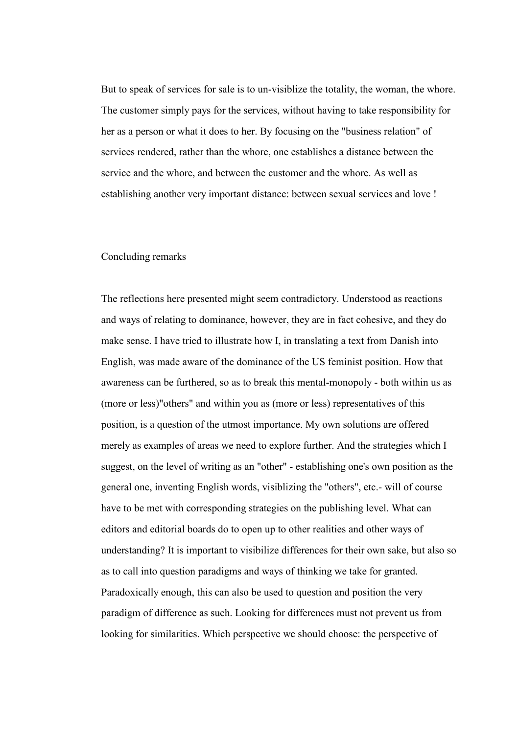But to speak of services for sale is to un-visiblize the totality, the woman, the whore. The customer simply pays for the services, without having to take responsibility for her as a person or what it does to her. By focusing on the "business relation" of services rendered, rather than the whore, one establishes a distance between the service and the whore, and between the customer and the whore. As well as establishing another very important distance: between sexual services and love !

## Concluding remarks

The reflections here presented might seem contradictory. Understood as reactions and ways of relating to dominance, however, they are in fact cohesive, and they do make sense. I have tried to illustrate how I, in translating a text from Danish into English, was made aware of the dominance of the US feminist position. How that awareness can be furthered, so as to break this mental-monopoly - both within us as (more or less)"others" and within you as (more or less) representatives of this position, is a question of the utmost importance. My own solutions are offered merely as examples of areas we need to explore further. And the strategies which I suggest, on the level of writing as an "other" - establishing one's own position as the general one, inventing English words, visiblizing the "others", etc.- will of course have to be met with corresponding strategies on the publishing level. What can editors and editorial boards do to open up to other realities and other ways of understanding? It is important to visibilize differences for their own sake, but also so as to call into question paradigms and ways of thinking we take for granted. Paradoxically enough, this can also be used to question and position the very paradigm of difference as such. Looking for differences must not prevent us from looking for similarities. Which perspective we should choose: the perspective of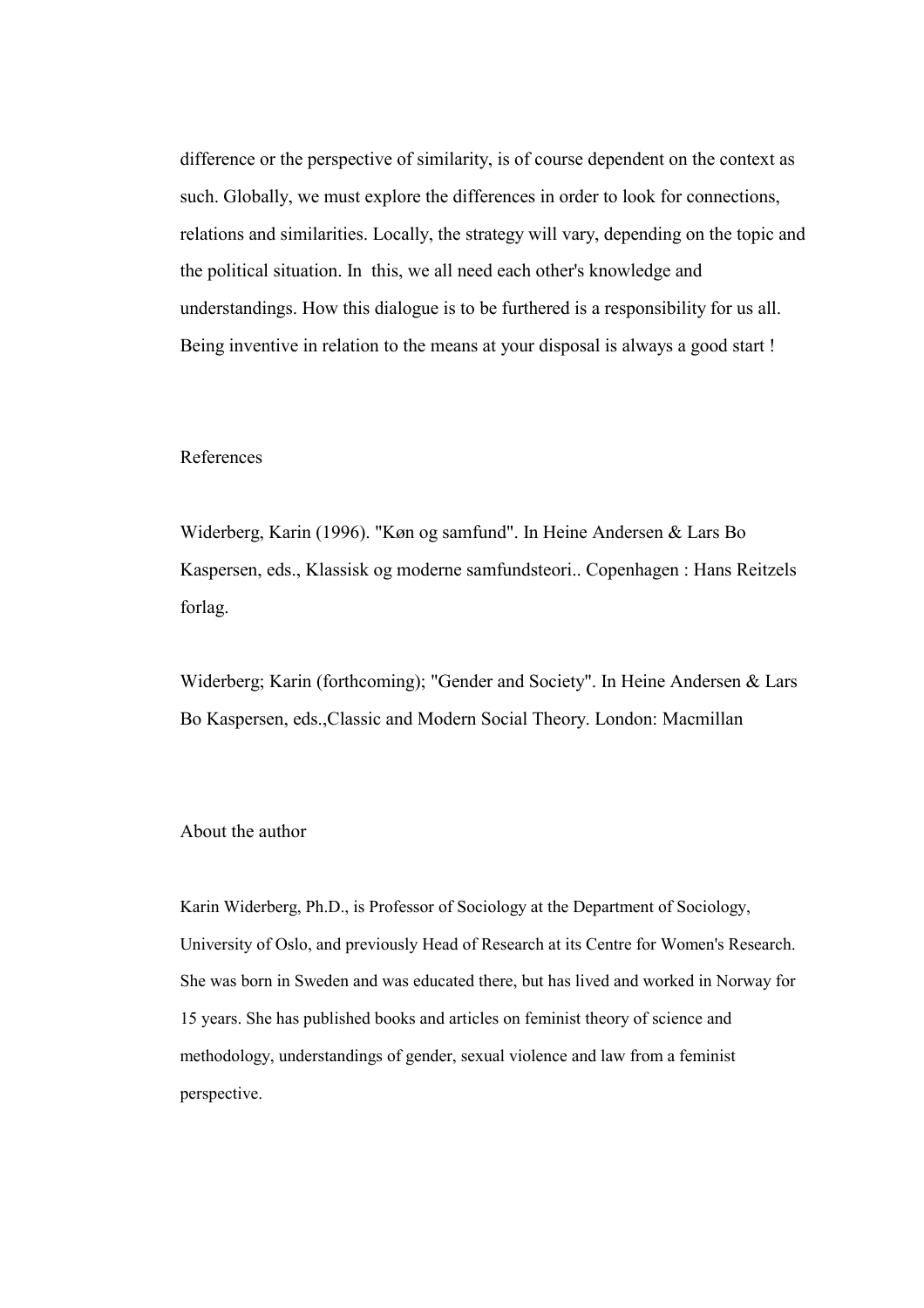difference or the perspective of similarity, is of course dependent on the context as such. Globally, we must explore the differences in order to look for connections, relations and similarities. Locally, the strategy will vary, depending on the topic and the political situation. In  this, we all need each other's knowledge and understandings. How this dialogue is to be furthered is a responsibility for us all. Being inventive in relation to the means at your disposal is always a good start !

## References

Widerberg, Karin (1996). "Køn og samfund". In Heine Andersen & Lars Bo Kaspersen, eds., Klassisk og moderne samfundsteori.. Copenhagen : Hans Reitzels forlag.

Widerberg; Karin (forthcoming); "Gender and Society". In Heine Andersen & Lars Bo Kaspersen, eds.,Classic and Modern Social Theory. London: Macmillan

## About the author

Karin Widerberg, Ph.D., is Professor of Sociology at the Department of Sociology, University of Oslo, and previously Head of Research at its Centre for Women's Research. She was born in Sweden and was educated there, but has lived and worked in Norway for 15 years. She has published books and articles on feminist theory of science and methodology, understandings of gender, sexual violence and law from a feminist perspective.